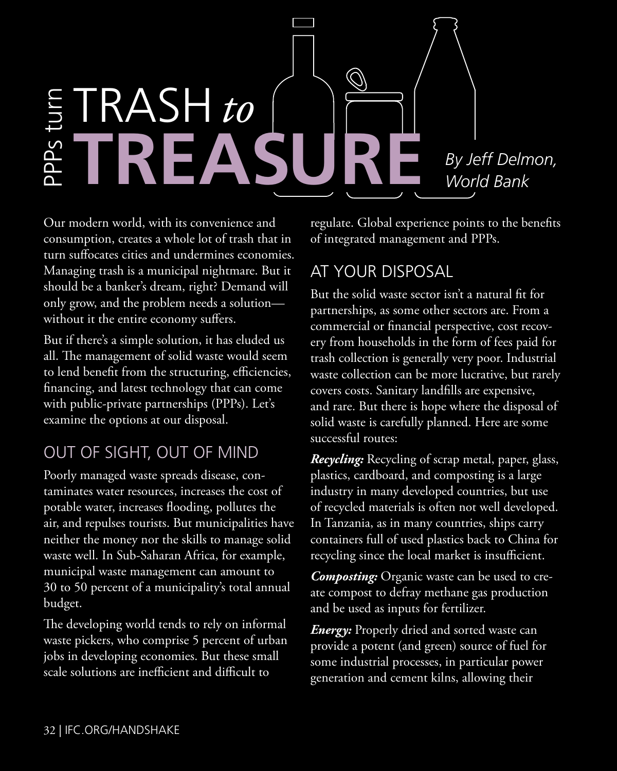# PPPs turn TRASH *to* TREASURE

*By Jeff Delmon, World Bank*

Our modern world, with its convenience and consumption, creates a whole lot of trash that in turn suffocates cities and undermines economies. Managing trash is a municipal nightmare. But it should be a banker's dream, right? Demand will only grow, and the problem needs a solution—without it the entire economy suffers.

But if there's a simple solution, it has eluded us all. The management of solid waste would seem to lend benefit from the structuring, efficiencies, financing, and latest technology that can come with public-private partnerships (PPPs). Let's examine the options at our disposal.

## OUT OF SIGHT, OUT OF MIND

Poorly managed waste spreads disease, contaminates water resources, increases the cost of potable water, increases flooding, pollutes the air, and repulses tourists. But municipalities have neither the money nor the skills to manage solid waste well. In Sub-Saharan Africa, for example, municipal waste management can amount to 30 to 50 percent of a municipality's total annual budget.

The developing world tends to rely on informal waste pickers, who comprise 5 percent of urban jobs in developing economies. But these small scale solutions are inefficient and difficult to regulate. Global experience points to the benefits of integrated management and PPPs.

## AT YOUR DISPOSAL

But the solid waste sector isn't a natural fit for partnerships, as some other sectors are. From a commercial or financial perspective, cost recovery from households in the form of fees paid for trash collection is generally very poor. Industrial waste collection can be more lucrative, but rarely covers costs. Sanitary landfills are expensive, and rare. But there is hope where the disposal of solid waste is carefully planned. Here are some successful routes:

***Recycling:*** Recycling of scrap metal, paper, glass, plastics, cardboard, and composting is a large industry in many developed countries, but use of recycled materials is often not well developed. In Tanzania, as in many countries, ships carry containers full of used plastics back to China for recycling since the local market is insufficient.

***Composting:*** Organic waste can be used to create compost to defray methane gas production and be used as inputs for fertilizer.

***Energy:*** Properly dried and sorted waste can provide a potent (and green) source of fuel for some industrial processes, in particular power generation and cement kilns, allowing their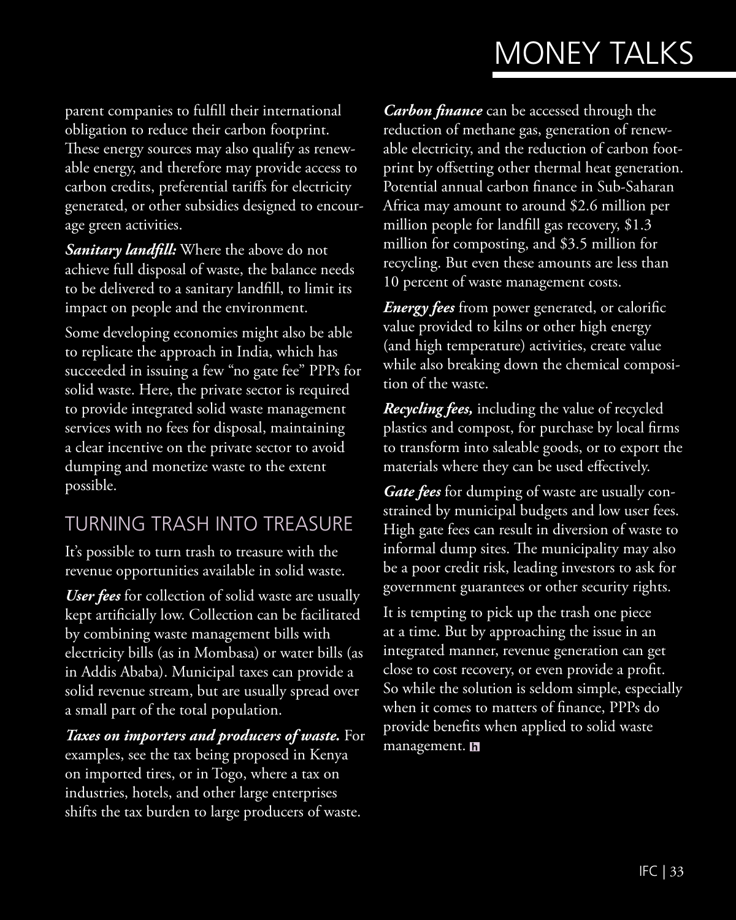parent companies to fulfill their international obligation to reduce their carbon footprint. These energy sources may also qualify as renewable energy, and therefore may provide access to carbon credits, preferential tariffs for electricity generated, or other subsidies designed to encourage green activities.

***Sanitary landfill:*** Where the above do not achieve full disposal of waste, the balance needs to be delivered to a sanitary landfill, to limit its impact on people and the environment.

Some developing economies might also be able to replicate the approach in India, which has succeeded in issuing a few "no gate fee" PPPs for solid waste. Here, the private sector is required to provide integrated solid waste management services with no fees for disposal, maintaining a clear incentive on the private sector to avoid dumping and monetize waste to the extent possible.

## TURNING TRASH INTO TREASURE

It's possible to turn trash to treasure with the revenue opportunities available in solid waste.

***User fees*** for collection of solid waste are usually kept artificially low. Collection can be facilitated by combining waste management bills with electricity bills (as in Mombasa) or water bills (as in Addis Ababa). Municipal taxes can provide a solid revenue stream, but are usually spread over a small part of the total population.

***Taxes on importers and producers of waste.*** For examples, see the tax being proposed in Kenya on imported tires, or in Togo, where a tax on industries, hotels, and other large enterprises shifts the tax burden to large producers of waste.

***Carbon finance*** can be accessed through the reduction of methane gas, generation of renewable electricity, and the reduction of carbon footprint by offsetting other thermal heat generation. Potential annual carbon finance in Sub-Saharan Africa may amount to around $2.6 million per million people for landfill gas recovery, $1.3 million for composting, and $3.5 million for recycling. But even these amounts are less than 10 percent of waste management costs.

***Energy fees*** from power generated, or calorific value provided to kilns or other high energy (and high temperature) activities, create value while also breaking down the chemical composition of the waste.

***Recycling fees,*** including the value of recycled plastics and compost, for purchase by local firms to transform into saleable goods, or to export the materials where they can be used effectively.

***Gate fees*** for dumping of waste are usually constrained by municipal budgets and low user fees. High gate fees can result in diversion of waste to informal dump sites. The municipality may also be a poor credit risk, leading investors to ask for government guarantees or other security rights.

It is tempting to pick up the trash one piece at a time. But by approaching the issue in an integrated manner, revenue generation can get close to cost recovery, or even provide a profit. So while the solution is seldom simple, especially when it comes to matters of finance, PPPs do provide benefits when applied to solid waste management.